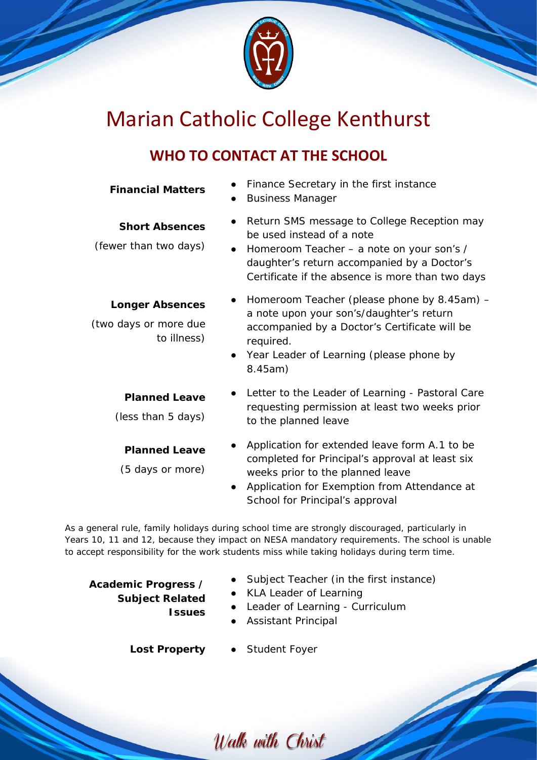# Marian Catholic College Kenthurst

## WHO TO CONTACT AT THE SCHOOL

**Financial Matters**

- Finance Secretary in the first instance
- Business Manager

**Short Absences**

(fewer than two days)

- Return SMS message to College Reception may be used instead of a note
- Homeroom Teacher – a note on your son's / daughter's return accompanied by a Doctor's Certificate if the absence is more than two days

**Longer Absences**

(two days or more due to illness)

- Homeroom Teacher (please phone by 8.45am) – a note upon your son's/daughter's return accompanied by a Doctor's Certificate will be required.
- Year Leader of Learning (please phone by 8.45am)

**Planned Leave**

(less than 5 days)

- Letter to the Leader of Learning - Pastoral Care requesting permission at least two weeks prior to the planned leave

**Planned Leave**

(5 days or more)

- Application for extended leave form A.1 to be completed for Principal's approval at least six weeks prior to the planned leave
- Application for Exemption from Attendance at School for Principal's approval

As a general rule, family holidays during school time are strongly discouraged, particularly in Years 10, 11 and 12, because they impact on NESA mandatory requirements. The school is unable to accept responsibility for the work students miss while taking holidays during term time.

**Academic Progress / Subject Related Issues**

- Subject Teacher (in the first instance)
- KLA Leader of Learning
- Leader of Learning - Curriculum
- Assistant Principal

**Lost Property**

- Student Foyer

*Walk with Christ*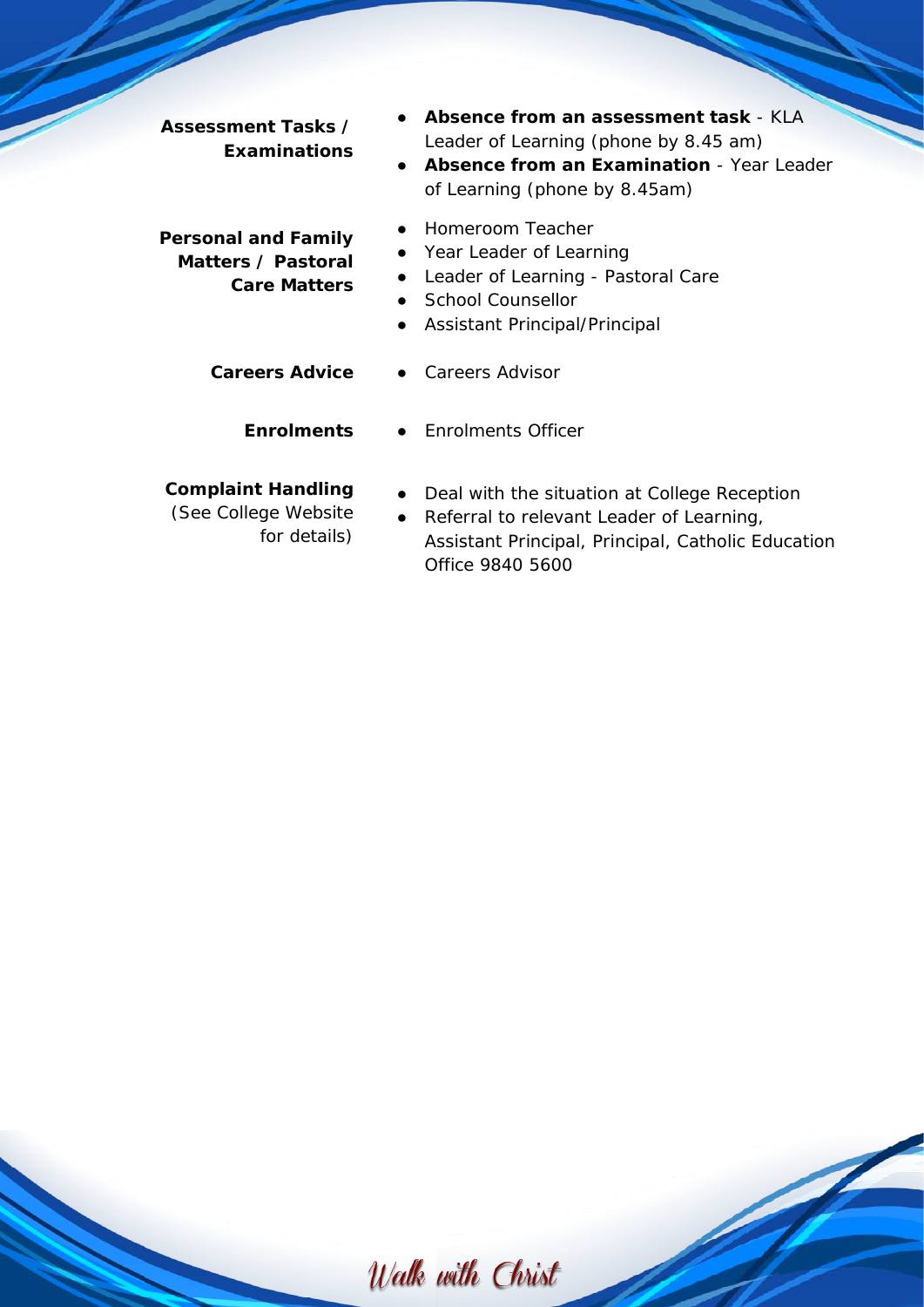| | |
|---|---|
| **Assessment Tasks / Examinations** | • **Absence from an assessment task** - KLA Leader of Learning (phone by 8.45 am)<br>• **Absence from an Examination** - Year Leader of Learning (phone by 8.45am) |
| **Personal and Family Matters / Pastoral Care Matters** | • Homeroom Teacher<br>• Year Leader of Learning<br>• Leader of Learning - Pastoral Care<br>• School Counsellor<br>• Assistant Principal/Principal |
| **Careers Advice** | • Careers Advisor |
| **Enrolments** | • Enrolments Officer |
| **Complaint Handling** (See College Website for details) | • Deal with the situation at College Reception<br>• Referral to relevant Leader of Learning, Assistant Principal, Principal, Catholic Education Office 9840 5600 |

*Walk with Christ*